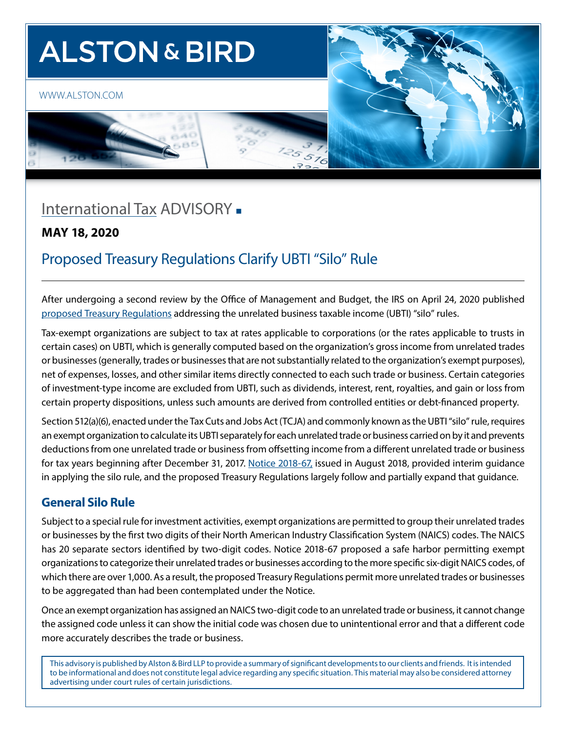# ALSTON & BIRD

WWW.ALSTON.COM

## International Tax ADVISORY

**MAY 18, 2020**

## Proposed Treasury Regulations Clarify UBTI "Silo" Rule

After undergoing a second review by the Office of Management and Budget, the IRS on April 24, 2020 published proposed Treasury Regulations addressing the unrelated business taxable income (UBTI) "silo" rules.

Tax-exempt organizations are subject to tax at rates applicable to corporations (or the rates applicable to trusts in certain cases) on UBTI, which is generally computed based on the organization's gross income from unrelated trades or businesses (generally, trades or businesses that are not substantially related to the organization's exempt purposes), net of expenses, losses, and other similar items directly connected to each such trade or business. Certain categories of investment-type income are excluded from UBTI, such as dividends, interest, rent, royalties, and gain or loss from certain property dispositions, unless such amounts are derived from controlled entities or debt-financed property.

Section 512(a)(6), enacted under the Tax Cuts and Jobs Act (TCJA) and commonly known as the UBTI "silo" rule, requires an exempt organization to calculate its UBTI separately for each unrelated trade or business carried on by it and prevents deductions from one unrelated trade or business from offsetting income from a different unrelated trade or business for tax years beginning after December 31, 2017. Notice 2018-67, issued in August 2018, provided interim guidance in applying the silo rule, and the proposed Treasury Regulations largely follow and partially expand that guidance.

### General Silo Rule

Subject to a special rule for investment activities, exempt organizations are permitted to group their unrelated trades or businesses by the first two digits of their North American Industry Classification System (NAICS) codes. The NAICS has 20 separate sectors identified by two-digit codes. Notice 2018-67 proposed a safe harbor permitting exempt organizations to categorize their unrelated trades or businesses according to the more specific six-digit NAICS codes, of which there are over 1,000. As a result, the proposed Treasury Regulations permit more unrelated trades or businesses to be aggregated than had been contemplated under the Notice.

Once an exempt organization has assigned an NAICS two-digit code to an unrelated trade or business, it cannot change the assigned code unless it can show the initial code was chosen due to unintentional error and that a different code more accurately describes the trade or business.

This advisory is published by Alston & Bird LLP to provide a summary of significant developments to our clients and friends. It is intended to be informational and does not constitute legal advice regarding any specific situation. This material may also be considered attorney advertising under court rules of certain jurisdictions.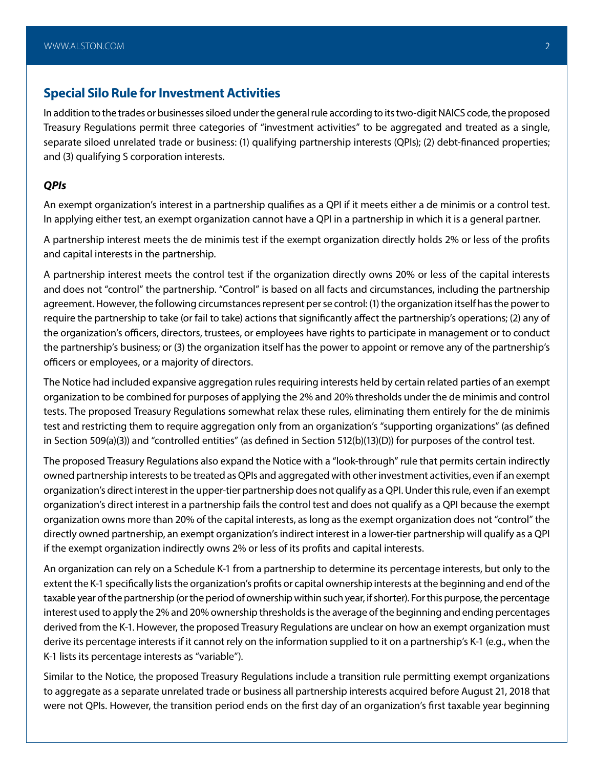## Special Silo Rule for Investment Activities

In addition to the trades or businesses siloed under the general rule according to its two-digit NAICS code, the proposed Treasury Regulations permit three categories of "investment activities" to be aggregated and treated as a single, separate siloed unrelated trade or business: (1) qualifying partnership interests (QPIs); (2) debt-financed properties; and (3) qualifying S corporation interests.

### *QPIs*

An exempt organization's interest in a partnership qualifies as a QPI if it meets either a de minimis or a control test. In applying either test, an exempt organization cannot have a QPI in a partnership in which it is a general partner.

A partnership interest meets the de minimis test if the exempt organization directly holds 2% or less of the profits and capital interests in the partnership.

A partnership interest meets the control test if the organization directly owns 20% or less of the capital interests and does not "control" the partnership. "Control" is based on all facts and circumstances, including the partnership agreement. However, the following circumstances represent per se control: (1) the organization itself has the power to require the partnership to take (or fail to take) actions that significantly affect the partnership's operations; (2) any of the organization's officers, directors, trustees, or employees have rights to participate in management or to conduct the partnership's business; or (3) the organization itself has the power to appoint or remove any of the partnership's officers or employees, or a majority of directors.

The Notice had included expansive aggregation rules requiring interests held by certain related parties of an exempt organization to be combined for purposes of applying the 2% and 20% thresholds under the de minimis and control tests. The proposed Treasury Regulations somewhat relax these rules, eliminating them entirely for the de minimis test and restricting them to require aggregation only from an organization's "supporting organizations" (as defined in Section 509(a)(3)) and "controlled entities" (as defined in Section 512(b)(13)(D)) for purposes of the control test.

The proposed Treasury Regulations also expand the Notice with a "look-through" rule that permits certain indirectly owned partnership interests to be treated as QPIs and aggregated with other investment activities, even if an exempt organization's direct interest in the upper-tier partnership does not qualify as a QPI. Under this rule, even if an exempt organization's direct interest in a partnership fails the control test and does not qualify as a QPI because the exempt organization owns more than 20% of the capital interests, as long as the exempt organization does not "control" the directly owned partnership, an exempt organization's indirect interest in a lower-tier partnership will qualify as a QPI if the exempt organization indirectly owns 2% or less of its profits and capital interests.

An organization can rely on a Schedule K-1 from a partnership to determine its percentage interests, but only to the extent the K-1 specifically lists the organization's profits or capital ownership interests at the beginning and end of the taxable year of the partnership (or the period of ownership within such year, if shorter). For this purpose, the percentage interest used to apply the 2% and 20% ownership thresholds is the average of the beginning and ending percentages derived from the K-1. However, the proposed Treasury Regulations are unclear on how an exempt organization must derive its percentage interests if it cannot rely on the information supplied to it on a partnership's K-1 (e.g., when the K-1 lists its percentage interests as "variable").

Similar to the Notice, the proposed Treasury Regulations include a transition rule permitting exempt organizations to aggregate as a separate unrelated trade or business all partnership interests acquired before August 21, 2018 that were not QPIs. However, the transition period ends on the first day of an organization's first taxable year beginning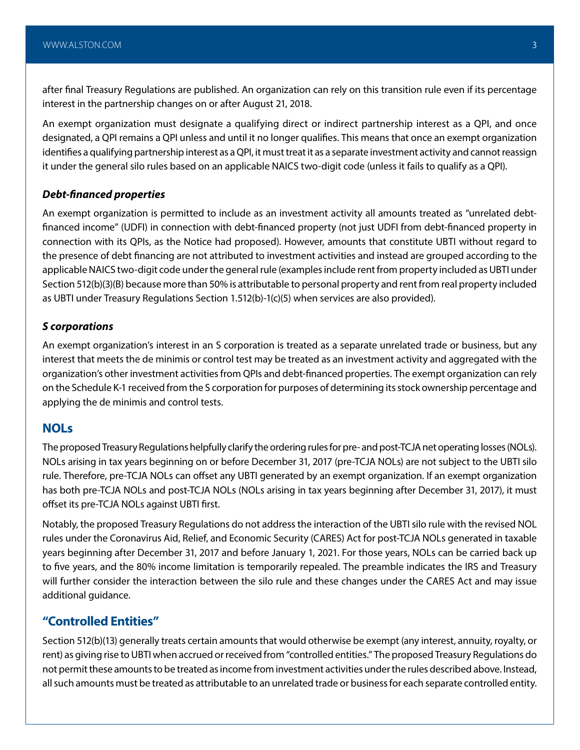after final Treasury Regulations are published. An organization can rely on this transition rule even if its percentage interest in the partnership changes on or after August 21, 2018.

An exempt organization must designate a qualifying direct or indirect partnership interest as a QPI, and once designated, a QPI remains a QPI unless and until it no longer qualifies. This means that once an exempt organization identifies a qualifying partnership interest as a QPI, it must treat it as a separate investment activity and cannot reassign it under the general silo rules based on an applicable NAICS two-digit code (unless it fails to qualify as a QPI).

### *Debt-financed properties*

An exempt organization is permitted to include as an investment activity all amounts treated as "unrelated debt-financed income" (UDFI) in connection with debt-financed property (not just UDFI from debt-financed property in connection with its QPIs, as the Notice had proposed). However, amounts that constitute UBTI without regard to the presence of debt financing are not attributed to investment activities and instead are grouped according to the applicable NAICS two-digit code under the general rule (examples include rent from property included as UBTI under Section 512(b)(3)(B) because more than 50% is attributable to personal property and rent from real property included as UBTI under Treasury Regulations Section 1.512(b)-1(c)(5) when services are also provided).

### *S corporations*

An exempt organization's interest in an S corporation is treated as a separate unrelated trade or business, but any interest that meets the de minimis or control test may be treated as an investment activity and aggregated with the organization's other investment activities from QPIs and debt-financed properties. The exempt organization can rely on the Schedule K-1 received from the S corporation for purposes of determining its stock ownership percentage and applying the de minimis and control tests.

## NOLs

The proposed Treasury Regulations helpfully clarify the ordering rules for pre- and post-TCJA net operating losses (NOLs). NOLs arising in tax years beginning on or before December 31, 2017 (pre-TCJA NOLs) are not subject to the UBTI silo rule. Therefore, pre-TCJA NOLs can offset any UBTI generated by an exempt organization. If an exempt organization has both pre-TCJA NOLs and post-TCJA NOLs (NOLs arising in tax years beginning after December 31, 2017), it must offset its pre-TCJA NOLs against UBTI first.

Notably, the proposed Treasury Regulations do not address the interaction of the UBTI silo rule with the revised NOL rules under the Coronavirus Aid, Relief, and Economic Security (CARES) Act for post-TCJA NOLs generated in taxable years beginning after December 31, 2017 and before January 1, 2021. For those years, NOLs can be carried back up to five years, and the 80% income limitation is temporarily repealed. The preamble indicates the IRS and Treasury will further consider the interaction between the silo rule and these changes under the CARES Act and may issue additional guidance.

## "Controlled Entities"

Section 512(b)(13) generally treats certain amounts that would otherwise be exempt (any interest, annuity, royalty, or rent) as giving rise to UBTI when accrued or received from "controlled entities." The proposed Treasury Regulations do not permit these amounts to be treated as income from investment activities under the rules described above. Instead, all such amounts must be treated as attributable to an unrelated trade or business for each separate controlled entity.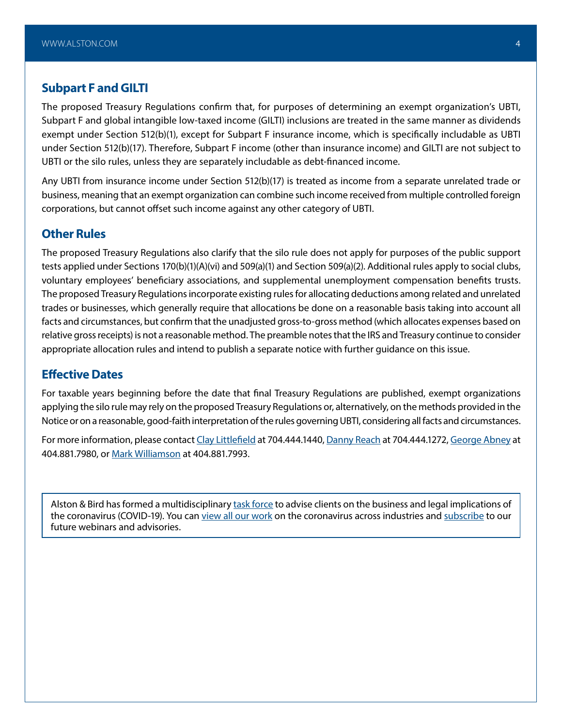## Subpart F and GILTI

The proposed Treasury Regulations confirm that, for purposes of determining an exempt organization's UBTI, Subpart F and global intangible low-taxed income (GILTI) inclusions are treated in the same manner as dividends exempt under Section 512(b)(1), except for Subpart F insurance income, which is specifically includable as UBTI under Section 512(b)(17). Therefore, Subpart F income (other than insurance income) and GILTI are not subject to UBTI or the silo rules, unless they are separately includable as debt-financed income.

Any UBTI from insurance income under Section 512(b)(17) is treated as income from a separate unrelated trade or business, meaning that an exempt organization can combine such income received from multiple controlled foreign corporations, but cannot offset such income against any other category of UBTI.

## Other Rules

The proposed Treasury Regulations also clarify that the silo rule does not apply for purposes of the public support tests applied under Sections 170(b)(1)(A)(vi) and 509(a)(1) and Section 509(a)(2). Additional rules apply to social clubs, voluntary employees' beneficiary associations, and supplemental unemployment compensation benefits trusts. The proposed Treasury Regulations incorporate existing rules for allocating deductions among related and unrelated trades or businesses, which generally require that allocations be done on a reasonable basis taking into account all facts and circumstances, but confirm that the unadjusted gross-to-gross method (which allocates expenses based on relative gross receipts) is not a reasonable method. The preamble notes that the IRS and Treasury continue to consider appropriate allocation rules and intend to publish a separate notice with further guidance on this issue.

## Effective Dates

For taxable years beginning before the date that final Treasury Regulations are published, exempt organizations applying the silo rule may rely on the proposed Treasury Regulations or, alternatively, on the methods provided in the Notice or on a reasonable, good-faith interpretation of the rules governing UBTI, considering all facts and circumstances.

For more information, please contact Clay Littlefield at 704.444.1440, Danny Reach at 704.444.1272, George Abney at 404.881.7980, or Mark Williamson at 404.881.7993.

Alston & Bird has formed a multidisciplinary task force to advise clients on the business and legal implications of the coronavirus (COVID-19). You can view all our work on the coronavirus across industries and subscribe to our future webinars and advisories.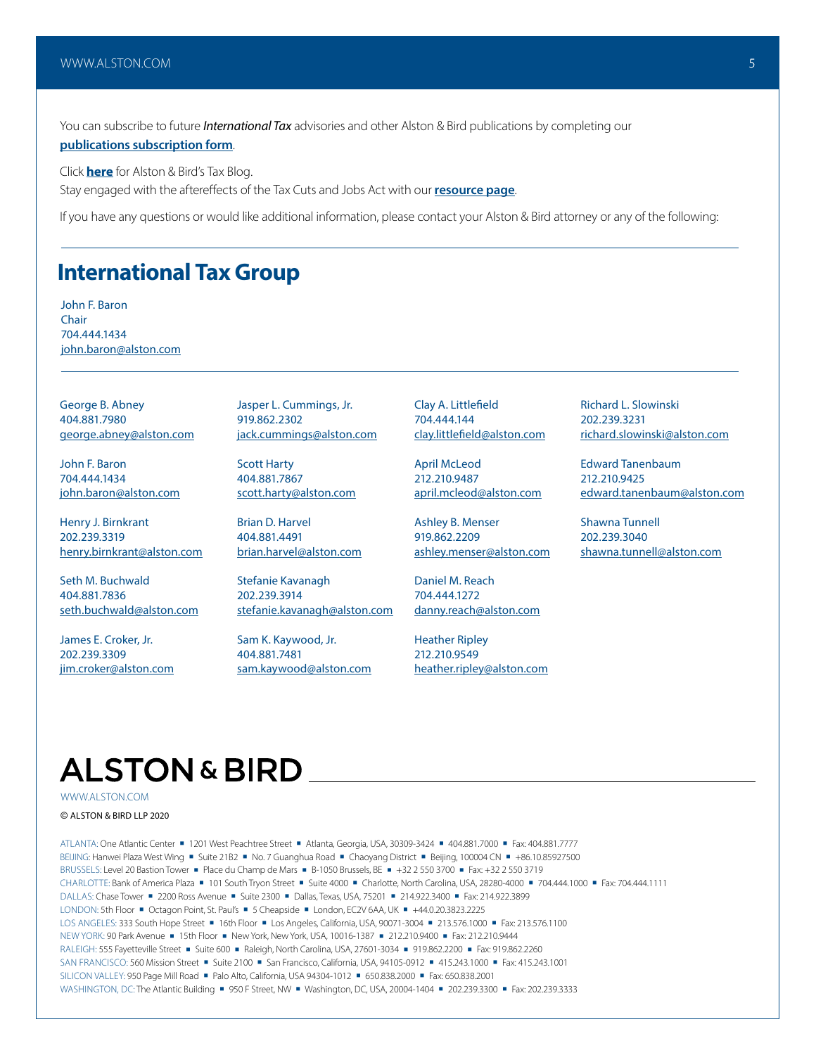You can subscribe to future *International Tax* advisories and other Alston & Bird publications by completing our **publications subscription form**.

Click **here** for Alston & Bird's Tax Blog.

Stay engaged with the aftereffects of the Tax Cuts and Jobs Act with our **resource page**.

If you have any questions or would like additional information, please contact your Alston & Bird attorney or any of the following:

## International Tax Group

John F. Baron
Chair
704.444.1434
john.baron@alston.com

George B. Abney
404.881.7980
george.abney@alston.com

John F. Baron
704.444.1434
john.baron@alston.com

Henry J. Birnkrant
202.239.3319
henry.birnkrant@alston.com

Seth M. Buchwald
404.881.7836
seth.buchwald@alston.com

James E. Croker, Jr.
202.239.3309
jim.croker@alston.com

Jasper L. Cummings, Jr.
919.862.2302
jack.cummings@alston.com

Scott Harty
404.881.7867
scott.harty@alston.com

Brian D. Harvel
404.881.4491
brian.harvel@alston.com

Stefanie Kavanagh
202.239.3914
stefanie.kavanagh@alston.com

Sam K. Kaywood, Jr.
404.881.7481
sam.kaywood@alston.com

Clay A. Littlefield
704.444.144
clay.littlefield@alston.com

April McLeod
212.210.9487
april.mcleod@alston.com

Ashley B. Menser
919.862.2209
ashley.menser@alston.com

Daniel M. Reach
704.444.1272
danny.reach@alston.com

Heather Ripley
212.210.9549
heather.ripley@alston.com

Richard L. Slowinski
202.239.3231
richard.slowinski@alston.com

Edward Tanenbaum
212.210.9425
edward.tanenbaum@alston.com

Shawna Tunnell
202.239.3040
shawna.tunnell@alston.com

# ALSTON & BIRD

WWW.ALSTON.COM

© ALSTON & BIRD LLP 2020

ATLANTA: One Atlantic Center ■ 1201 West Peachtree Street ■ Atlanta, Georgia, USA, 30309-3424 ■ 404.881.7000 ■ Fax: 404.881.7777
BEIJING: Hanwei Plaza West Wing ■ Suite 21B2 ■ No. 7 Guanghua Road ■ Chaoyang District ■ Beijing, 100004 CN ■ +86.10.85927500
BRUSSELS: Level 20 Bastion Tower ■ Place du Champ de Mars ■ B-1050 Brussels, BE ■ +32 2 550 3700 ■ Fax: +32 2 550 3719
CHARLOTTE: Bank of America Plaza ■ 101 South Tryon Street ■ Suite 4000 ■ Charlotte, North Carolina, USA, 28280-4000 ■ 704.444.1000 ■ Fax: 704.444.1111
DALLAS: Chase Tower ■ 2200 Ross Avenue ■ Suite 2300 ■ Dallas, Texas, USA, 75201 ■ 214.922.3400 ■ Fax: 214.922.3899
LONDON: 5th Floor ■ Octagon Point, St. Paul's ■ 5 Cheapside ■ London, EC2V 6AA, UK ■ +44.0.20.3823.2225
LOS ANGELES: 333 South Hope Street ■ 16th Floor ■ Los Angeles, California, USA, 90071-3004 ■ 213.576.1000 ■ Fax: 213.576.1100
NEW YORK: 90 Park Avenue ■ 15th Floor ■ New York, New York, USA, 10016-1387 ■ 212.210.9400 ■ Fax: 212.210.9444
RALEIGH: 555 Fayetteville Street ■ Suite 600 ■ Raleigh, North Carolina, USA, 27601-3034 ■ 919.862.2200 ■ Fax: 919.862.2260
SAN FRANCISCO: 560 Mission Street ■ Suite 2100 ■ San Francisco, California, USA, 94105-0912 ■ 415.243.1000 ■ Fax: 415.243.1001
SILICON VALLEY: 950 Page Mill Road ■ Palo Alto, California, USA 94304-1012 ■ 650.838.2000 ■ Fax: 650.838.2001
WASHINGTON, DC: The Atlantic Building ■ 950 F Street, NW ■ Washington, DC, USA, 20004-1404 ■ 202.239.3300 ■ Fax: 202.239.3333